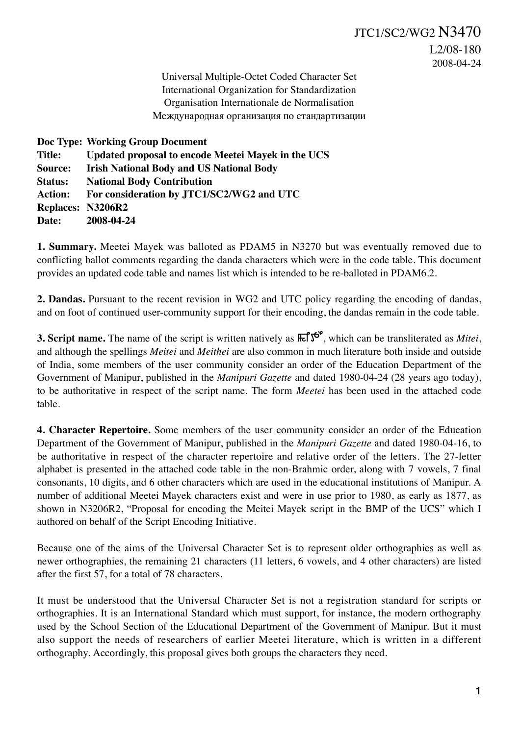JTC1/SC2/WG2 N3470
L2/08-180
2008-04-24

Universal Multiple-Octet Coded Character Set
International Organization for Standardization
Organisation Internationale de Normalisation
Международная организация по стандартизации

**Doc Type:** **Working Group Document**
**Title:** **Updated proposal to encode Meetei Mayek in the UCS**
**Source:** **Irish National Body and US National Body**
**Status:** **National Body Contribution**
**Action:** **For consideration by JTC1/SC2/WG2 and UTC**
**Replaces:** **N3206R2**
**Date:** **2008-04-24**

**1. Summary.** Meetei Mayek was balloted as PDAM5 in N3270 but was eventually removed due to conflicting ballot comments regarding the danda characters which were in the code table. This document provides an updated code table and names list which is intended to be re-balloted in PDAM6.2.

**2. Dandas.** Pursuant to the recent revision in WG2 and UTC policy regarding the encoding of dandas, and on foot of continued user-community support for their encoding, the dandas remain in the code table.

**3. Script name.** The name of the script is written natively as ꯃꯤꯇꯩ, which can be transliterated as *Mitei*, and although the spellings *Meitei* and *Meithei* are also common in much literature both inside and outside of India, some members of the user community consider an order of the Education Department of the Government of Manipur, published in the *Manipuri Gazette* and dated 1980-04-24 (28 years ago today), to be authoritative in respect of the script name. The form *Meetei* has been used in the attached code table.

**4. Character Repertoire.** Some members of the user community consider an order of the Education Department of the Government of Manipur, published in the *Manipuri Gazette* and dated 1980-04-16, to be authoritative in respect of the character repertoire and relative order of the letters. The 27-letter alphabet is presented in the attached code table in the non-Brahmic order, along with 7 vowels, 7 final consonants, 10 digits, and 6 other characters which are used in the educational institutions of Manipur. A number of additional Meetei Mayek characters exist and were in use prior to 1980, as early as 1877, as shown in N3206R2, "Proposal for encoding the Meitei Mayek script in the BMP of the UCS" which I authored on behalf of the Script Encoding Initiative.

Because one of the aims of the Universal Character Set is to represent older orthographies as well as newer orthographies, the remaining 21 characters (11 letters, 6 vowels, and 4 other characters) are listed after the first 57, for a total of 78 characters.

It must be understood that the Universal Character Set is not a registration standard for scripts or orthographies. It is an International Standard which must support, for instance, the modern orthography used by the School Section of the Educational Department of the Government of Manipur. But it must also support the needs of researchers of earlier Meetei literature, which is written in a different orthography. Accordingly, this proposal gives both groups the characters they need.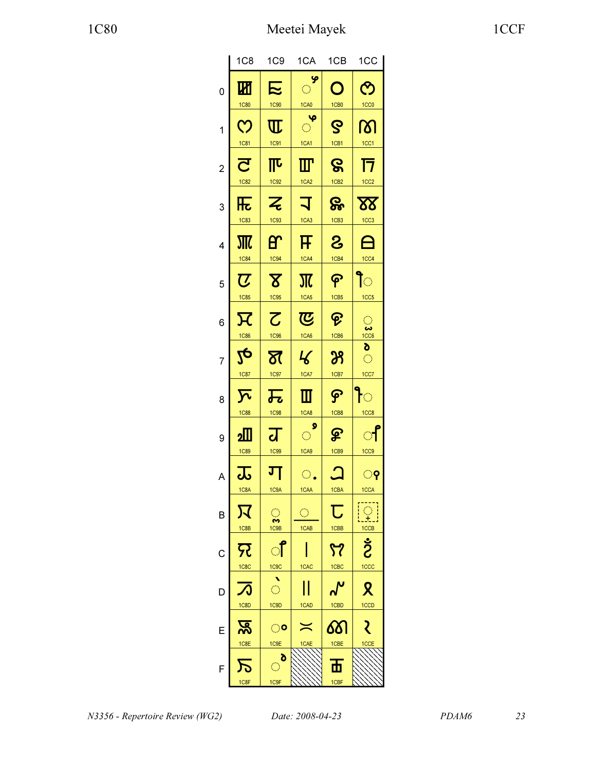| | 1C8 | 1C9 | 1CA | 1CB | 1CC |
|---|---|---|---|---|---|
| 0 | 1C80 | 1C90 | 1CA0 | 1CB0 | 1CC0 |
| 1 | 1C81 | 1C91 | 1CA1 | 1CB1 | 1CC1 |
| 2 | 1C82 | 1C92 | 1CA2 | 1CB2 | 1CC2 |
| 3 | 1C83 | 1C93 | 1CA3 | 1CB3 | 1CC3 |
| 4 | 1C84 | 1C94 | 1CA4 | 1CB4 | 1CC4 |
| 5 | 1C85 | 1C95 | 1CA5 | 1CB5 | 1CC5 |
| 6 | 1C86 | 1C96 | 1CA6 | 1CB6 | 1CC6 |
| 7 | 1C87 | 1C97 | 1CA7 | 1CB7 | 1CC7 |
| 8 | 1C88 | 1C98 | 1CA8 | 1CB8 | 1CC8 |
| 9 | 1C89 | 1C99 | 1CA9 | 1CB9 | 1CC9 |
| A | 1C8A | 1C9A | 1CAA | 1CBA | 1CCA |
| B | 1C8B | 1C9B | 1CAB | 1CBB | 1CCB |
| C | 1C8C | 1C9C | 1CAC | 1CBC | 1CCC |
| D | 1C8D | 1C9D | 1CAD | 1CBD | 1CCD |
| E | 1C8E | 1C9E | 1CAE | 1CBE | 1CCE |
| F | 1C8F | 1C9F | | 1CBF | |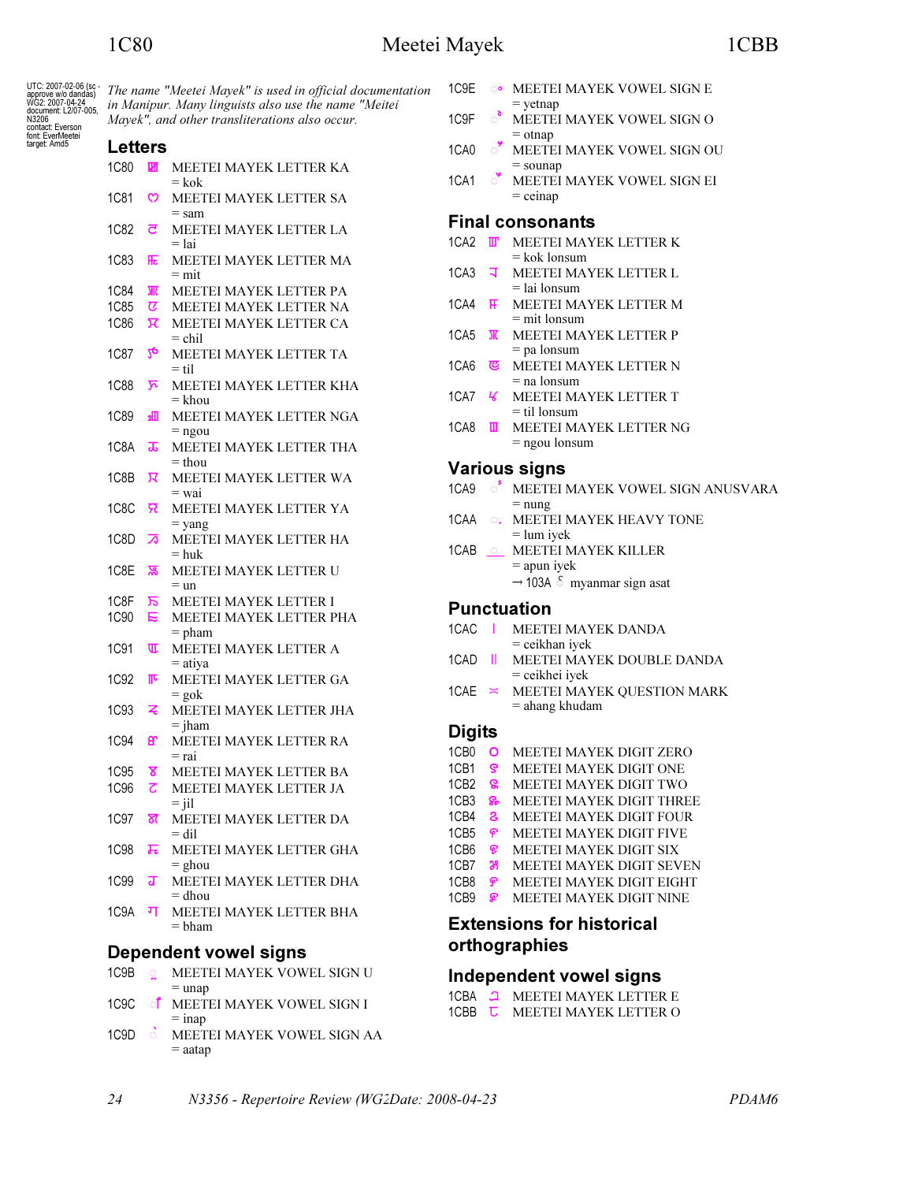UTC: 2007-02-06 (sc - approve w/o dandas)
WG2: 2007-04-24
document: L2/07-005, N3206
contact: Everson
font: EverMeetei
target: Amd5

*The name "Meetei Mayek" is used in official documentation in Manipur. Many linguists also use the name "Meitei Mayek", and other transliterations also occur.*

## Letters

1C80 ꯀ MEETEI MAYEK LETTER KA
= kok

1C81 ꯁ MEETEI MAYEK LETTER SA
= sam

1C82 ꯂ MEETEI MAYEK LETTER LA
= lai

1C83 ꯃ MEETEI MAYEK LETTER MA
= mit

1C84 ꯄ MEETEI MAYEK LETTER PA

1C85 ꯅ MEETEI MAYEK LETTER NA

1C86 ꯆ MEETEI MAYEK LETTER CA
= chil

1C87 ꯇ MEETEI MAYEK LETTER TA
= til

1C88 ꯈ MEETEI MAYEK LETTER KHA
= khou

1C89 ꯉ MEETEI MAYEK LETTER NGA
= ngou

1C8A ꯊ MEETEI MAYEK LETTER THA
= thou

1C8B ꯋ MEETEI MAYEK LETTER WA
= wai

1C8C ꯌ MEETEI MAYEK LETTER YA
= yang

1C8D ꯍ MEETEI MAYEK LETTER HA
= huk

1C8E ꯎ MEETEI MAYEK LETTER U
= un

1C8F ꯏ MEETEI MAYEK LETTER I

1C90 ꯐ MEETEI MAYEK LETTER PHA
= pham

1C91 ꯑ MEETEI MAYEK LETTER A
= atiya

1C92 ꯒ MEETEI MAYEK LETTER GA
= gok

1C93 ꯓ MEETEI MAYEK LETTER JHA
= jham

1C94 ꯔ MEETEI MAYEK LETTER RA
= rai

1C95 ꯕ MEETEI MAYEK LETTER BA

1C96 ꯖ MEETEI MAYEK LETTER JA
= jil

1C97 ꯗ MEETEI MAYEK LETTER DA
= dil

1C98 ꯘ MEETEI MAYEK LETTER GHA
= ghou

1C99 ꯙ MEETEI MAYEK LETTER DHA
= dhou

1C9A ꯚ MEETEI MAYEK LETTER BHA
= bham

## Dependent vowel signs

1C9B ◌ꯨ MEETEI MAYEK VOWEL SIGN U
= unap

1C9C ◌ꯤ MEETEI MAYEK VOWEL SIGN I
= inap

1C9D ◌ꯥ MEETEI MAYEK VOWEL SIGN AA
= aatap

1C9E ◌ꯦ MEETEI MAYEK VOWEL SIGN E
= yetnap

1C9F ◌ꯣ MEETEI MAYEK VOWEL SIGN O
= otnap

1CA0 ◌ꯧ MEETEI MAYEK VOWEL SIGN OU
= sounap

1CA1 ◌ꯩ MEETEI MAYEK VOWEL SIGN EI
= ceinap

## Final consonants

1CA2 ꯛ MEETEI MAYEK LETTER K
= kok lonsum

1CA3 ꯜ MEETEI MAYEK LETTER L
= lai lonsum

1CA4 ꯝ MEETEI MAYEK LETTER M
= mit lonsum

1CA5 ꯞ MEETEI MAYEK LETTER P
= pa lonsum

1CA6 ꯟ MEETEI MAYEK LETTER N
= na lonsum

1CA7 ꯠ MEETEI MAYEK LETTER T
= til lonsum

1CA8 ꯡ MEETEI MAYEK LETTER NG
= ngou lonsum

## Various signs

1CA9 ◌ꯪ MEETEI MAYEK VOWEL SIGN ANUSVARA
= nung

1CAA ◌꯬ MEETEI MAYEK HEAVY TONE
= lum iyek

1CAB ◌꯭ MEETEI MAYEK KILLER
= apun iyek
→ 103A ် myanmar sign asat

## Punctuation

1CAC ꯫ MEETEI MAYEK DANDA
= ceikhan iyek

1CAD ‖ MEETEI MAYEK DOUBLE DANDA
= ceikhei iyek

1CAE ꫰ MEETEI MAYEK QUESTION MARK
= ahang khudam

## Digits

1CB0 ꯰ MEETEI MAYEK DIGIT ZERO

1CB1 ꯱ MEETEI MAYEK DIGIT ONE

1CB2 ꯲ MEETEI MAYEK DIGIT TWO

1CB3 ꯳ MEETEI MAYEK DIGIT THREE

1CB4 ꯴ MEETEI MAYEK DIGIT FOUR

1CB5 ꯵ MEETEI MAYEK DIGIT FIVE

1CB6 ꯶ MEETEI MAYEK DIGIT SIX

1CB7 ꯷ MEETEI MAYEK DIGIT SEVEN

1CB8 ꯸ MEETEI MAYEK DIGIT EIGHT

1CB9 ꯹ MEETEI MAYEK DIGIT NINE

## Extensions for historical orthographies

## Independent vowel signs

1CBA ꫠ MEETEI MAYEK LETTER E

1CBB ꫡ MEETEI MAYEK LETTER O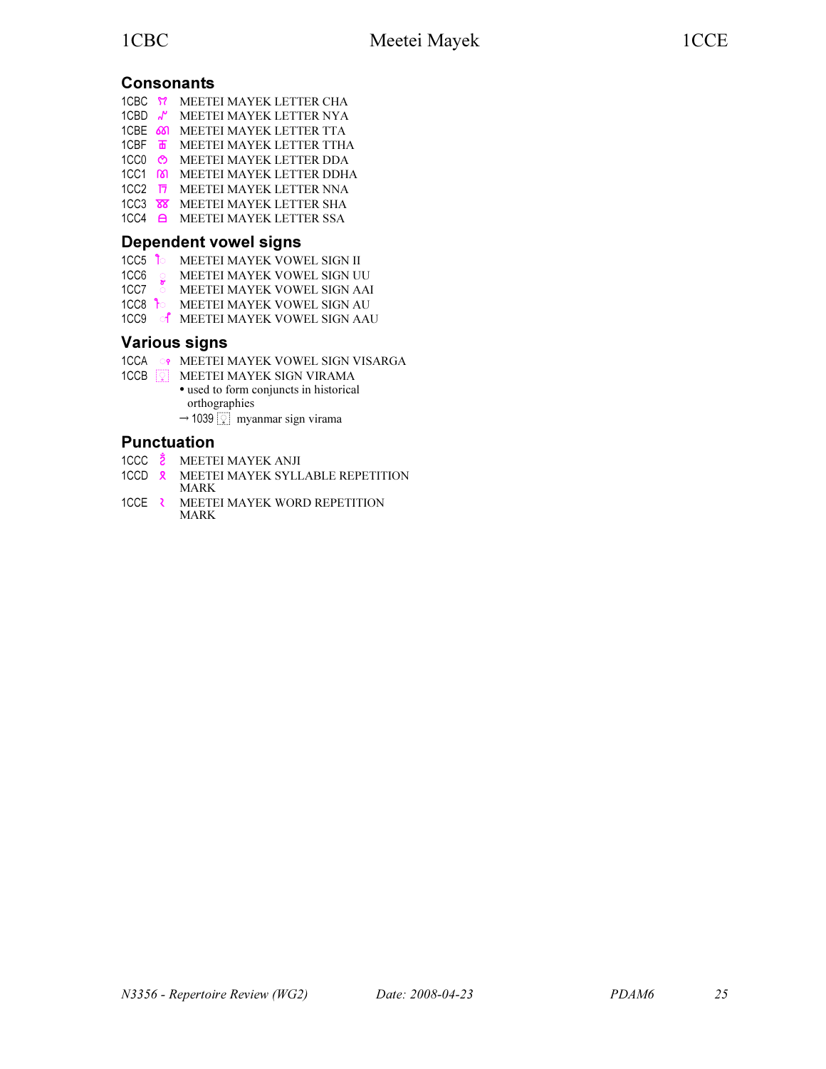## Consonants

1CBC ꫢ MEETEI MAYEK LETTER CHA
1CBD ꫣ MEETEI MAYEK LETTER NYA
1CBE MEETEI MAYEK LETTER TTA
1CBF MEETEI MAYEK LETTER TTHA
1CC0 MEETEI MAYEK LETTER DDA
1CC1 MEETEI MAYEK LETTER DDHA
1CC2 MEETEI MAYEK LETTER NNA
1CC3 MEETEI MAYEK LETTER SHA
1CC4 MEETEI MAYEK LETTER SSA

## Dependent vowel signs

1CC5 MEETEI MAYEK VOWEL SIGN II
1CC6 MEETEI MAYEK VOWEL SIGN UU
1CC7 MEETEI MAYEK VOWEL SIGN AAI
1CC8 MEETEI MAYEK VOWEL SIGN AU
1CC9 MEETEI MAYEK VOWEL SIGN AAU

## Various signs

1CCA MEETEI MAYEK VOWEL SIGN VISARGA
1CCB MEETEI MAYEK SIGN VIRAMA
- used to form conjuncts in historical orthographies

→ 1039 ္ myanmar sign virama

## Punctuation

1CCC MEETEI MAYEK ANJI
1CCD MEETEI MAYEK SYLLABLE REPETITION MARK
1CCE MEETEI MAYEK WORD REPETITION MARK

*N3356 - Repertoire Review (WG2)* *Date: 2008-04-23* *PDAM6*